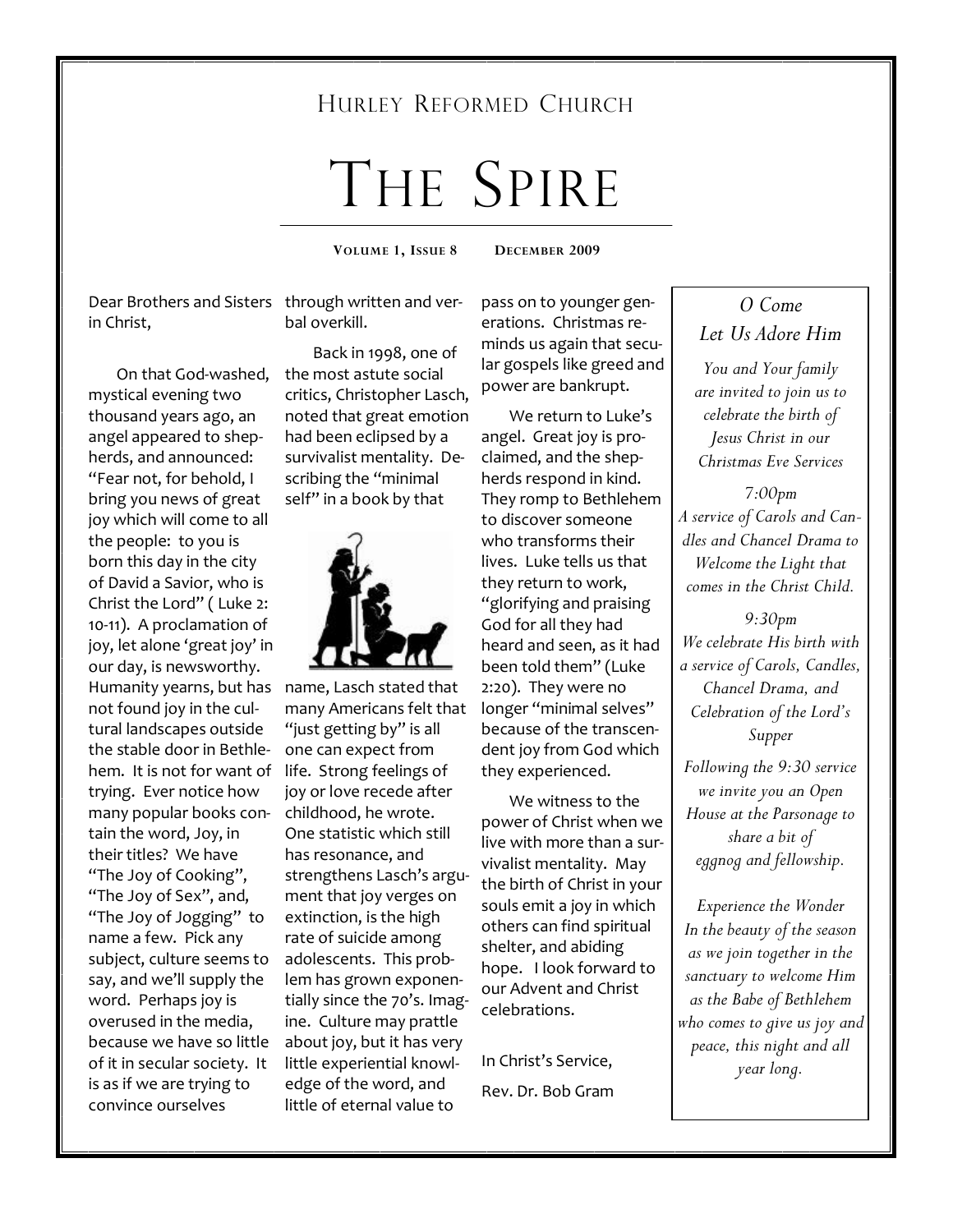HURLEY REFORMED CHURCH

# THE SPIRE

**VOLUME 1, ISSUE 8 DECEMBER 2009**

Dear Brothers and Sisters in Christ,

On that God-washed, mystical evening two thousand years ago, an angel appeared to shepherds, and announced: "Fear not, for behold, I bring you news of great joy which will come to all the people: to you is born this day in the city of David a Savior, who is Christ the Lord" ( Luke 2: 10-11). A proclamation of joy, let alone 'great joy' in our day, is newsworthy. Humanity yearns, but has not found joy in the cultural landscapes outside the stable door in Bethlehem. It is not for want of trying. Ever notice how many popular books contain the word, Joy, in their titles? We have "The Joy of Cooking", "The Joy of Sex", and, "The Joy of Jogging" to name a few. Pick any subject, culture seems to say, and we'll supply the word. Perhaps joy is overused in the media, because we have so little of it in secular society. It is as if we are trying to convince ourselves through written and verbal overkill.

Back in 1998, one of the most astute social critics, Christopher Lasch, noted that great emotion had been eclipsed by a survivalist mentality. Describing the "minimal self" in a book by that name, Lasch stated that many Americans felt that "just getting by" is all one can expect from life. Strong feelings of joy or love recede after childhood, he wrote. One statistic which still has resonance, and strengthens Lasch's argument that joy verges on extinction, is the high rate of suicide among adolescents. This problem has grown exponentially since the 70's. Imagine. Culture may prattle about joy, but it has very little experiential knowledge of the word, and little of eternal value to pass on to younger generations. Christmas reminds us again that secular gospels like greed and power are bankrupt.

We return to Luke's angel. Great joy is proclaimed, and the shepherds respond in kind. They romp to Bethlehem to discover someone who transforms their lives. Luke tells us that they return to work, "glorifying and praising God for all they had heard and seen, as it had been told them" (Luke 2:20). They were no longer "minimal selves" because of the transcendent joy from God which they experienced.

We witness to the power of Christ when we live with more than a survivalist mentality. May the birth of Christ in your souls emit a joy in which others can find spiritual shelter, and abiding hope. I look forward to our Advent and Christ celebrations.

In Christ's Service,

Rev. Dr. Bob Gram

## *O Come Let Us Adore Him*

*You and Your family are invited to join us to celebrate the birth of Jesus Christ in our Christmas Eve Services*

*7:00pm*
*A service of Carols and Candles and Chancel Drama to Welcome the Light that comes in the Christ Child.*

*9:30pm*
*We celebrate His birth with a service of Carols, Candles, Chancel Drama, and Celebration of the Lord's Supper*

*Following the 9:30 service we invite you an Open House at the Parsonage to share a bit of eggnog and fellowship.*

*Experience the Wonder In the beauty of the season as we join together in the sanctuary to welcome Him as the Babe of Bethlehem who comes to give us joy and peace, this night and all year long.*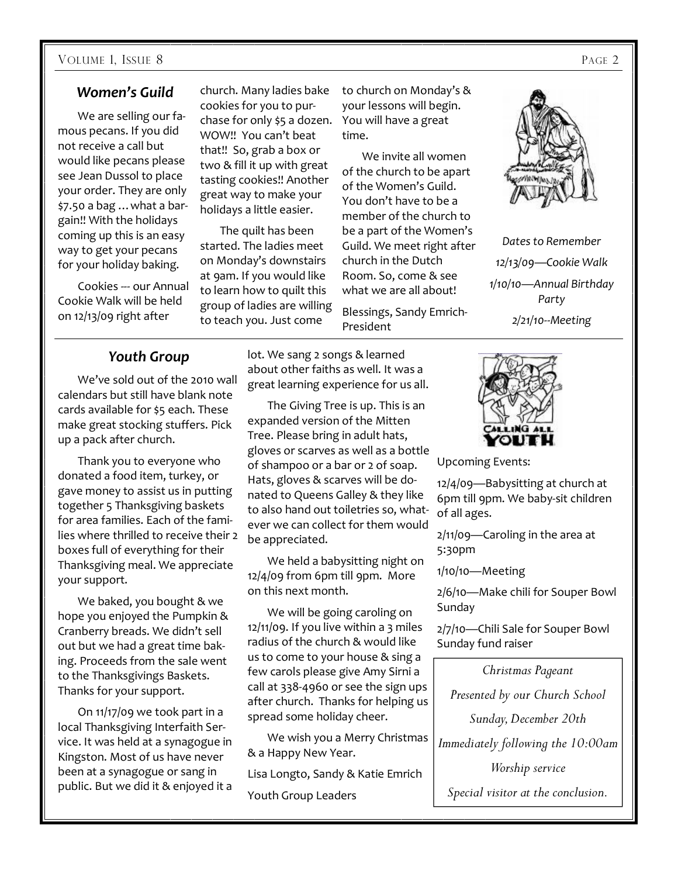## *Women's Guild*

We are selling our famous pecans. If you did not receive a call but would like pecans please see Jean Dussol to place your order. They are only $7.50 a bag …what a bargain!! With the holidays coming up this is an easy way to get your pecans for your holiday baking.

Cookies --- our Annual Cookie Walk will be held on 12/13/09 right after church. Many ladies bake cookies for you to purchase for only $5 a dozen. WOW!! You can't beat that!! So, grab a box or two & fill it up with great tasting cookies!! Another great way to make your holidays a little easier.

The quilt has been started. The ladies meet on Monday's downstairs at 9am. If you would like to learn how to quilt this group of ladies are willing to teach you. Just come to church on Monday's & your lessons will begin. You will have a great time.

We invite all women of the church to be apart of the Women's Guild. You don't have to be a member of the church to be a part of the Women's Guild. We meet right after church in the Dutch Room. So, come & see what we are all about!

Blessings, Sandy Emrich-President

*Dates to Remember*

*12/13/09—Cookie Walk*

*1/10/10—Annual Birthday Party*

*2/21/10--Meeting*

## *Youth Group*

We've sold out of the 2010 wall calendars but still have blank note cards available for $5 each. These make great stocking stuffers. Pick up a pack after church.

Thank you to everyone who donated a food item, turkey, or gave money to assist us in putting together 5 Thanksgiving baskets for area families. Each of the families where thrilled to receive their 2 boxes full of everything for their Thanksgiving meal. We appreciate your support.

We baked, you bought & we hope you enjoyed the Pumpkin & Cranberry breads. We didn't sell out but we had a great time baking. Proceeds from the sale went to the Thanksgivings Baskets. Thanks for your support.

On 11/17/09 we took part in a local Thanksgiving Interfaith Service. It was held at a synagogue in Kingston. Most of us have never been at a synagogue or sang in public. But we did it & enjoyed it a lot. We sang 2 songs & learned about other faiths as well. It was a great learning experience for us all.

The Giving Tree is up. This is an expanded version of the Mitten Tree. Please bring in adult hats, gloves or scarves as well as a bottle of shampoo or a bar or 2 of soap. Hats, gloves & scarves will be donated to Queens Galley & they like to also hand out toiletries so, whatever we can collect for them would be appreciated.

We held a babysitting night on 12/4/09 from 6pm till 9pm. More on this next month.

We will be going caroling on 12/11/09. If you live within a 3 miles radius of the church & would like us to come to your house & sing a few carols please give Amy Sirni a call at 338-4960 or see the sign ups after church. Thanks for helping us spread some holiday cheer.

We wish you a Merry Christmas & a Happy New Year.

Lisa Longto, Sandy & Katie Emrich

Youth Group Leaders

CALLING ALL YOUTH

Upcoming Events:

12/4/09—Babysitting at church at 6pm till 9pm. We baby-sit children of all ages.

2/11/09—Caroling in the area at 5:30pm

1/10/10—Meeting

2/6/10—Make chili for Souper Bowl Sunday

2/7/10—Chili Sale for Souper Bowl Sunday fund raiser

*Christmas Pageant*

*Presented by our Church School*

*Sunday, December 20th*

*Immediately following the 10:00am*

*Worship service*

*Special visitor at the conclusion.*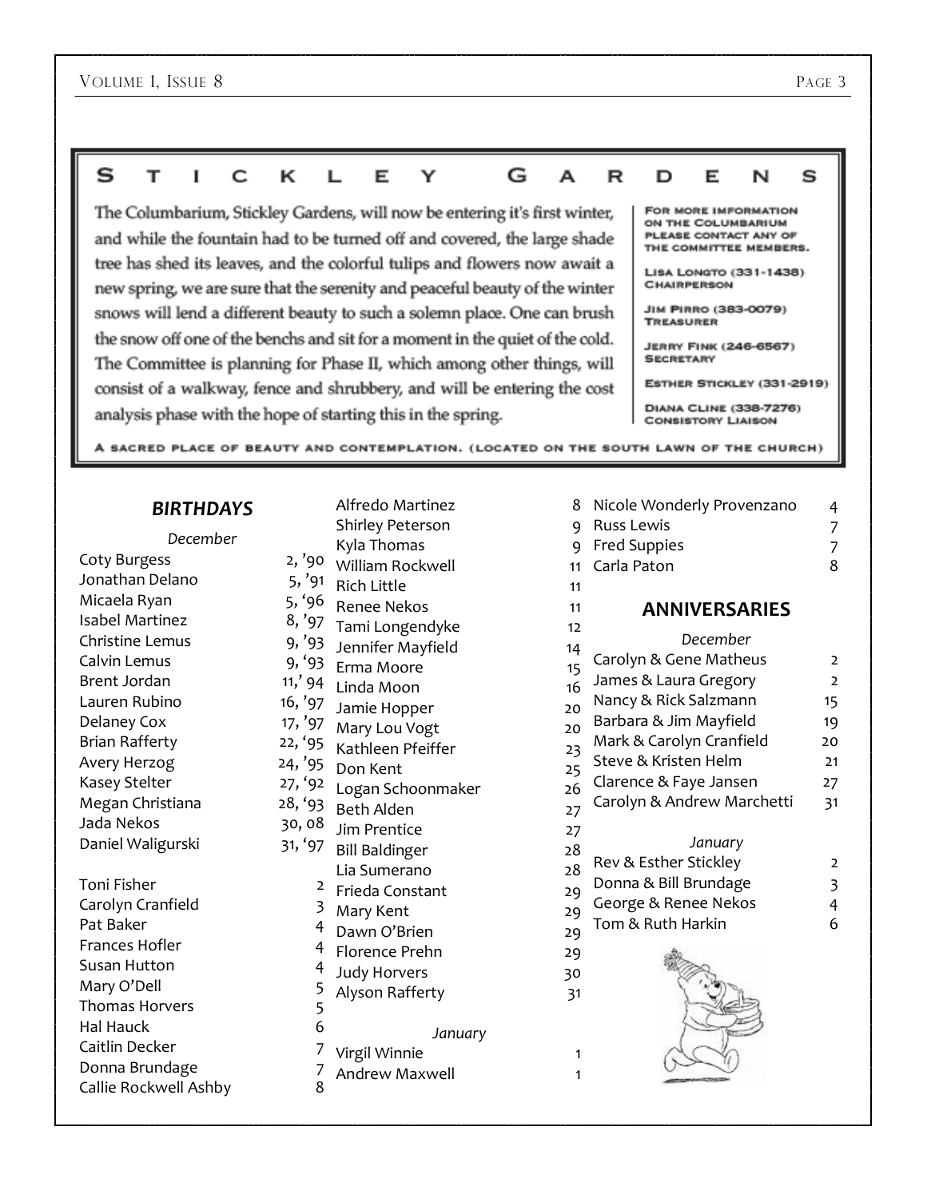# STICKLEY GARDENS

The Columbarium, Stickley Gardens, will now be entering it's first winter, and while the fountain had to be turned off and covered, the large shade tree has shed its leaves, and the colorful tulips and flowers now await a new spring, we are sure that the serenity and peaceful beauty of the winter snows will lend a different beauty to such a solemn place. One can brush the snow off one of the benchs and sit for a moment in the quiet of the cold. The Committee is planning for Phase II, which among other things, will consist of a walkway, fence and shrubbery, and will be entering the cost analysis phase with the hope of starting this in the spring.

FOR MORE INFORMATION ON THE COLUMBARIUM PLEASE CONTACT ANY OF THE COMMITTEE MEMBERS.

LISA LONGTO (331-1438) CHAIRPERSON

JIM PIRRO (383-0079) TREASURER

JERRY FINK (246-6567) SECRETARY

ESTHER STICKLEY (331-2919)

DIANA CLINE (338-7276) CONSISTORY LIAISON

A SACRED PLACE OF BEAUTY AND CONTEMPLATION. (LOCATED ON THE SOUTH LAWN OF THE CHURCH)

## BIRTHDAYS

*December*

| | |
|---|---|
| Coty Burgess | 2, '90 |
| Jonathan Delano | 5, '91 |
| Micaela Ryan | 5, '96 |
| Isabel Martinez | 8, '97 |
| Christine Lemus | 9, '93 |
| Calvin Lemus | 9, '93 |
| Brent Jordan | 11,' 94 |
| Lauren Rubino | 16, '97 |
| Delaney Cox | 17, '97 |
| Brian Rafferty | 22, '95 |
| Avery Herzog | 24, '95 |
| Kasey Stelter | 27, '92 |
| Megan Christiana | 28, '93 |
| Jada Nekos | 30, 08 |
| Daniel Waligurski | 31, '97 |

| | |
|---|---|
| Toni Fisher | 2 |
| Carolyn Cranfield | 3 |
| Pat Baker | 4 |
| Frances Hofler | 4 |
| Susan Hutton | 4 |
| Mary O'Dell | 5 |
| Thomas Horvers | 5 |
| Hal Hauck | 6 |
| Caitlin Decker | 7 |
| Donna Brundage | 7 |
| Callie Rockwell Ashby | 8 |
| Alfredo Martinez | 8 |
| Shirley Peterson | 9 |
| Kyla Thomas | 9 |
| William Rockwell | 11 |
| Rich Little | 11 |
| Renee Nekos | 11 |
| Tami Longendyke | 12 |
| Jennifer Mayfield | 14 |
| Erma Moore | 15 |
| Linda Moon | 16 |
| Jamie Hopper | 20 |
| Mary Lou Vogt | 20 |
| Kathleen Pfeiffer | 23 |
| Don Kent | 25 |
| Logan Schoonmaker | 26 |
| Beth Alden | 27 |
| Jim Prentice | 27 |
| Bill Baldinger | 28 |
| Lia Sumerano | 28 |
| Frieda Constant | 29 |
| Mary Kent | 29 |
| Dawn O'Brien | 29 |
| Florence Prehn | 29 |
| Judy Horvers | 30 |
| Alyson Rafferty | 31 |

*January*

| | |
|---|---|
| Virgil Winnie | 1 |
| Andrew Maxwell | 1 |
| Nicole Wonderly Provenzano | 4 |
| Russ Lewis | 7 |
| Fred Suppies | 7 |
| Carla Paton | 8 |

## ANNIVERSARIES

*December*

| | |
|---|---|
| Carolyn & Gene Matheus | 2 |
| James & Laura Gregory | 2 |
| Nancy & Rick Salzmann | 15 |
| Barbara & Jim Mayfield | 19 |
| Mark & Carolyn Cranfield | 20 |
| Steve & Kristen Helm | 21 |
| Clarence & Faye Jansen | 27 |
| Carolyn & Andrew Marchetti | 31 |

*January*

| | |
|---|---|
| Rev & Esther Stickley | 2 |
| Donna & Bill Brundage | 3 |
| George & Renee Nekos | 4 |
| Tom & Ruth Harkin | 6 |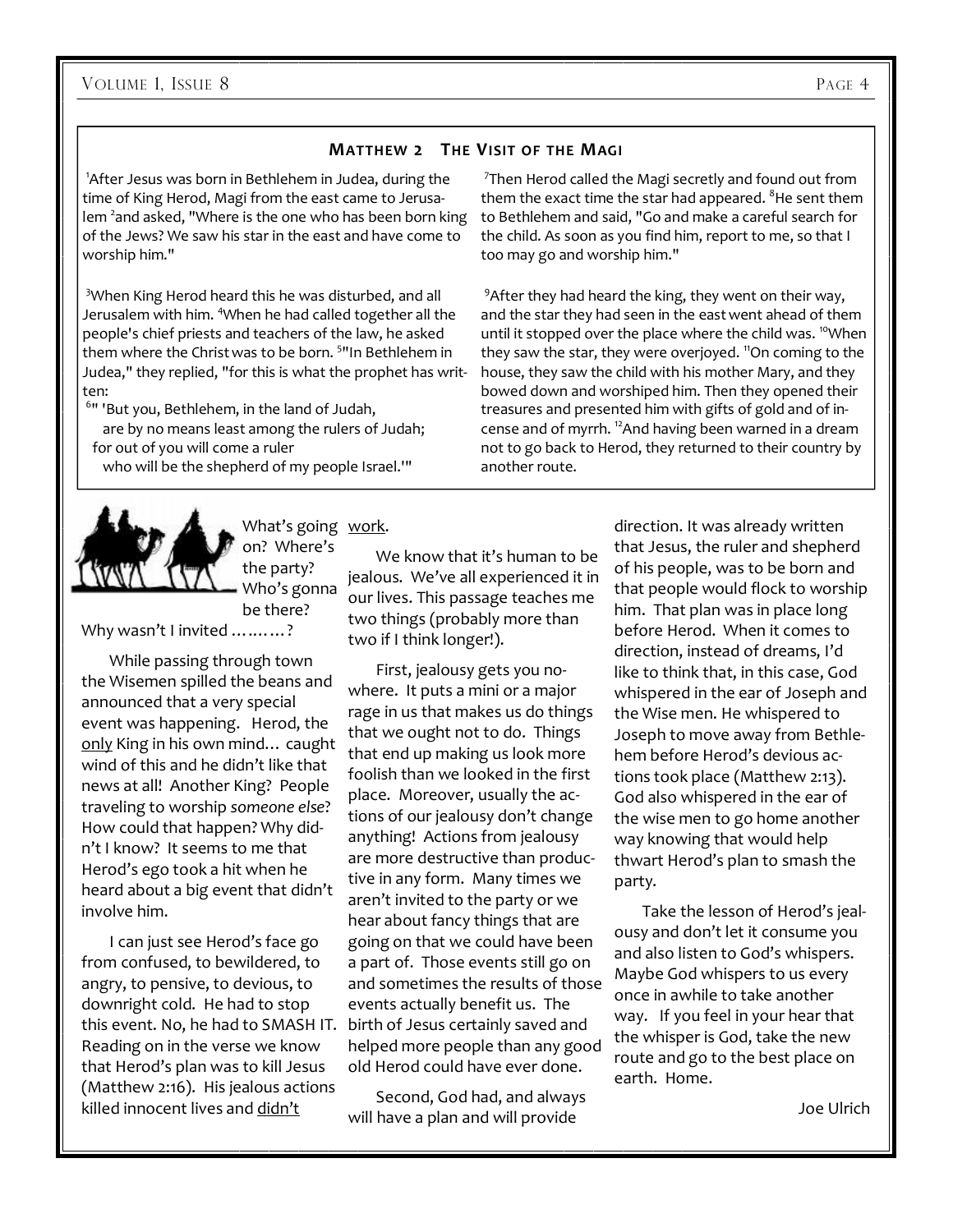## Matthew 2 The Visit of the Magi

[1]After Jesus was born in Bethlehem in Judea, during the time of King Herod, Magi from the east came to Jerusalem [2]and asked, "Where is the one who has been born king of the Jews? We saw his star in the east and have come to worship him."

[3]When King Herod heard this he was disturbed, and all Jerusalem with him. [4]When he had called together all the people's chief priests and teachers of the law, he asked them where the Christ was to be born. [5]"In Bethlehem in Judea," they replied, "for this is what the prophet has written:

[6]" 'But you, Bethlehem, in the land of Judah,
are by no means least among the rulers of Judah;
for out of you will come a ruler
who will be the shepherd of my people Israel.' "

[7]Then Herod called the Magi secretly and found out from them the exact time the star had appeared. [8]He sent them to Bethlehem and said, "Go and make a careful search for the child. As soon as you find him, report to me, so that I too may go and worship him."

[9]After they had heard the king, they went on their way, and the star they had seen in the east went ahead of them until it stopped over the place where the child was. [10]When they saw the star, they were overjoyed. [11]On coming to the house, they saw the child with his mother Mary, and they bowed down and worshiped him. Then they opened their treasures and presented him with gifts of gold and of incense and of myrrh. [12]And having been warned in a dream not to go back to Herod, they returned to their country by another route.

What's going on? Where's the party? Who's gonna be there? Why wasn't I invited ………?

While passing through town the Wisemen spilled the beans and announced that a very special event was happening. Herod, the only King in his own mind… caught wind of this and he didn't like that news at all! Another King? People traveling to worship *someone else*? How could that happen? Why didn't I know? It seems to me that Herod's ego took a hit when he heard about a big event that didn't involve him.

I can just see Herod's face go from confused, to bewildered, to angry, to pensive, to devious, to downright cold. He had to stop this event. No, he had to SMASH IT. Reading on in the verse we know that Herod's plan was to kill Jesus (Matthew 2:16). His jealous actions killed innocent lives and didn't work.

We know that it's human to be jealous. We've all experienced it in our lives. This passage teaches me two things (probably more than two if I think longer!).

First, jealousy gets you nowhere. It puts a mini or a major rage in us that makes us do things that we ought not to do. Things that end up making us look more foolish than we looked in the first place. Moreover, usually the actions of our jealousy don't change anything! Actions from jealousy are more destructive than productive in any form. Many times we aren't invited to the party or we hear about fancy things that are going on that we could have been a part of. Those events still go on and sometimes the results of those events actually benefit us. The birth of Jesus certainly saved and helped more people than any good old Herod could have ever done.

Second, God had, and always will have a plan and will provide direction. It was already written that Jesus, the ruler and shepherd of his people, was to be born and that people would flock to worship him. That plan was in place long before Herod. When it comes to direction, instead of dreams, I'd like to think that, in this case, God whispered in the ear of Joseph and the Wise men. He whispered to Joseph to move away from Bethlehem before Herod's devious actions took place (Matthew 2:13). God also whispered in the ear of the wise men to go home another way knowing that would help thwart Herod's plan to smash the party.

Take the lesson of Herod's jealousy and don't let it consume you and also listen to God's whispers. Maybe God whispers to us every once in awhile to take another way. If you feel in your hear that the whisper is God, take the new route and go to the best place on earth. Home.

Joe Ulrich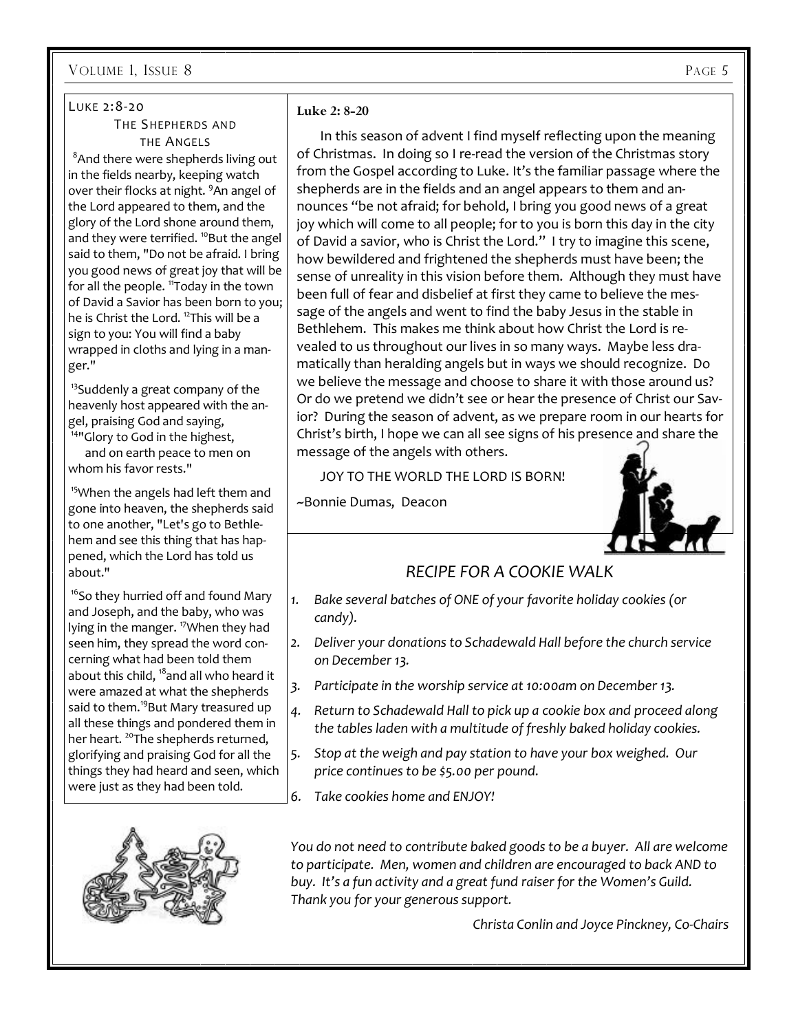## Luke 2:8-20

### The Shepherds and the Angels

[8]And there were shepherds living out in the fields nearby, keeping watch over their flocks at night. [9]An angel of the Lord appeared to them, and the glory of the Lord shone around them, and they were terrified. [10]But the angel said to them, "Do not be afraid. I bring you good news of great joy that will be for all the people. [11]Today in the town of David a Savior has been born to you; he is Christ the Lord. [12]This will be a sign to you: You will find a baby wrapped in cloths and lying in a manger."

[13]Suddenly a great company of the heavenly host appeared with the angel, praising God and saying,
[14]"Glory to God in the highest,
and on earth peace to men on whom his favor rests."

[15]When the angels had left them and gone into heaven, the shepherds said to one another, "Let's go to Bethlehem and see this thing that has happened, which the Lord has told us about."

[16]So they hurried off and found Mary and Joseph, and the baby, who was lying in the manger. [17]When they had seen him, they spread the word concerning what had been told them about this child, [18]and all who heard it were amazed at what the shepherds said to them.[19]But Mary treasured up all these things and pondered them in her heart. [20]The shepherds returned, glorifying and praising God for all the things they had heard and seen, which were just as they had been told.

**Luke 2: 8-20**

In this season of advent I find myself reflecting upon the meaning of Christmas. In doing so I re-read the version of the Christmas story from the Gospel according to Luke. It's the familiar passage where the shepherds are in the fields and an angel appears to them and announces "be not afraid; for behold, I bring you good news of a great joy which will come to all people; for to you is born this day in the city of David a savior, who is Christ the Lord." I try to imagine this scene, how bewildered and frightened the shepherds must have been; the sense of unreality in this vision before them. Although they must have been full of fear and disbelief at first they came to believe the message of the angels and went to find the baby Jesus in the stable in Bethlehem. This makes me think about how Christ the Lord is revealed to us throughout our lives in so many ways. Maybe less dramatically than heralding angels but in ways we should recognize. Do we believe the message and choose to share it with those around us? Or do we pretend we didn't see or hear the presence of Christ our Savior? During the season of advent, as we prepare room in our hearts for Christ's birth, I hope we can all see signs of his presence and share the message of the angels with others.

JOY TO THE WORLD THE LORD IS BORN!

~Bonnie Dumas, Deacon

## *RECIPE FOR A COOKIE WALK*

1. *Bake several batches of ONE of your favorite holiday cookies (or candy).*
2. *Deliver your donations to Schadewald Hall before the church service on December 13.*
3. *Participate in the worship service at 10:00am on December 13.*
4. *Return to Schadewald Hall to pick up a cookie box and proceed along the tables laden with a multitude of freshly baked holiday cookies.*
5. *Stop at the weigh and pay station to have your box weighed. Our price continues to be $5.00 per pound.*
6. *Take cookies home and ENJOY!*

*You do not need to contribute baked goods to be a buyer. All are welcome to participate. Men, women and children are encouraged to back AND to buy. It's a fun activity and a great fund raiser for the Women's Guild. Thank you for your generous support.*

*Christa Conlin and Joyce Pinckney, Co-Chairs*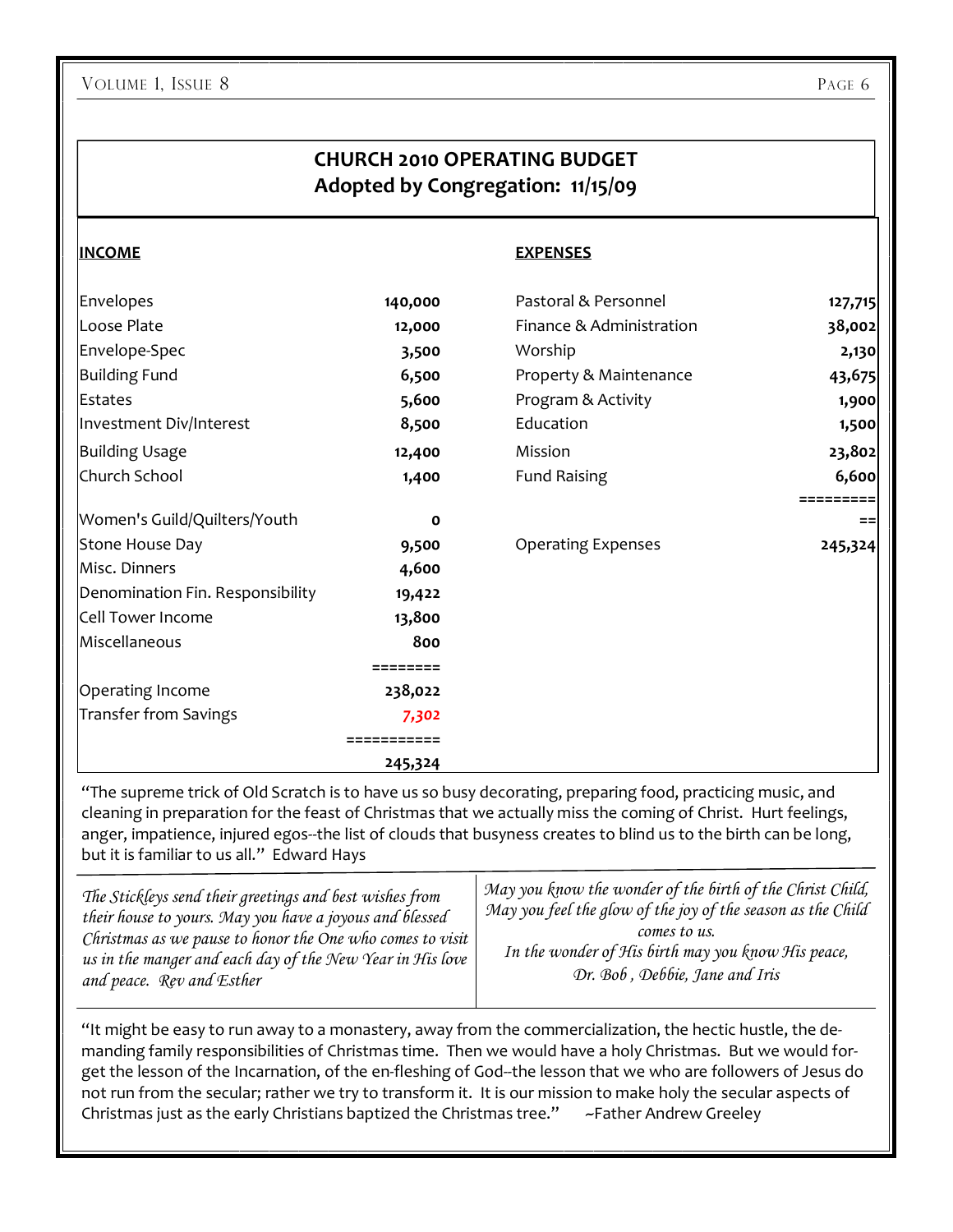## CHURCH 2010 OPERATING BUDGET
## Adopted by Congregation: 11/15/09

| INCOME | | EXPENSES | |
|---|---|---|---|
| Envelopes | 140,000 | Pastoral & Personnel | 127,715 |
| Loose Plate | 12,000 | Finance & Administration | 38,002 |
| Envelope-Spec | 3,500 | Worship | 2,130 |
| Building Fund | 6,500 | Property & Maintenance | 43,675 |
| Estates | 5,600 | Program & Activity | 1,900 |
| Investment Div/Interest | 8,500 | Education | 1,500 |
| Building Usage | 12,400 | Mission | 23,802 |
| Church School | 1,400 | Fund Raising | 6,600 |
| | | | =========== |
| Women's Guild/Quilters/Youth | 0 | | |
| Stone House Day | 9,500 | Operating Expenses | 245,324 |
| Misc. Dinners | 4,600 | | |
| Denomination Fin. Responsibility | 19,422 | | |
| Cell Tower Income | 13,800 | | |
| Miscellaneous | 800 | | |
| | ======== | | |
| Operating Income | 238,022 | | |
| Transfer from Savings | 7,302 | | |
| | =========== | | |
| | 245,324 | | |

"The supreme trick of Old Scratch is to have us so busy decorating, preparing food, practicing music, and cleaning in preparation for the feast of Christmas that we actually miss the coming of Christ. Hurt feelings, anger, impatience, injured egos--the list of clouds that busyness creates to blind us to the birth can be long, but it is familiar to us all." Edward Hays

*The Stickleys send their greetings and best wishes from their house to yours. May you have a joyous and blessed Christmas as we pause to honor the One who comes to visit us in the manger and each day of the New Year in His love and peace. Rev and Esther*

*May you know the wonder of the birth of the Christ Child,*
*May you feel the glow of the joy of the season as the Child comes to us.*
*In the wonder of His birth may you know His peace,*
*Dr. Bob , Debbie, Jane and Iris*

"It might be easy to run away to a monastery, away from the commercialization, the hectic hustle, the demanding family responsibilities of Christmas time. Then we would have a holy Christmas. But we would forget the lesson of the Incarnation, of the en-fleshing of God--the lesson that we who are followers of Jesus do not run from the secular; rather we try to transform it. It is our mission to make holy the secular aspects of Christmas just as the early Christians baptized the Christmas tree." ~Father Andrew Greeley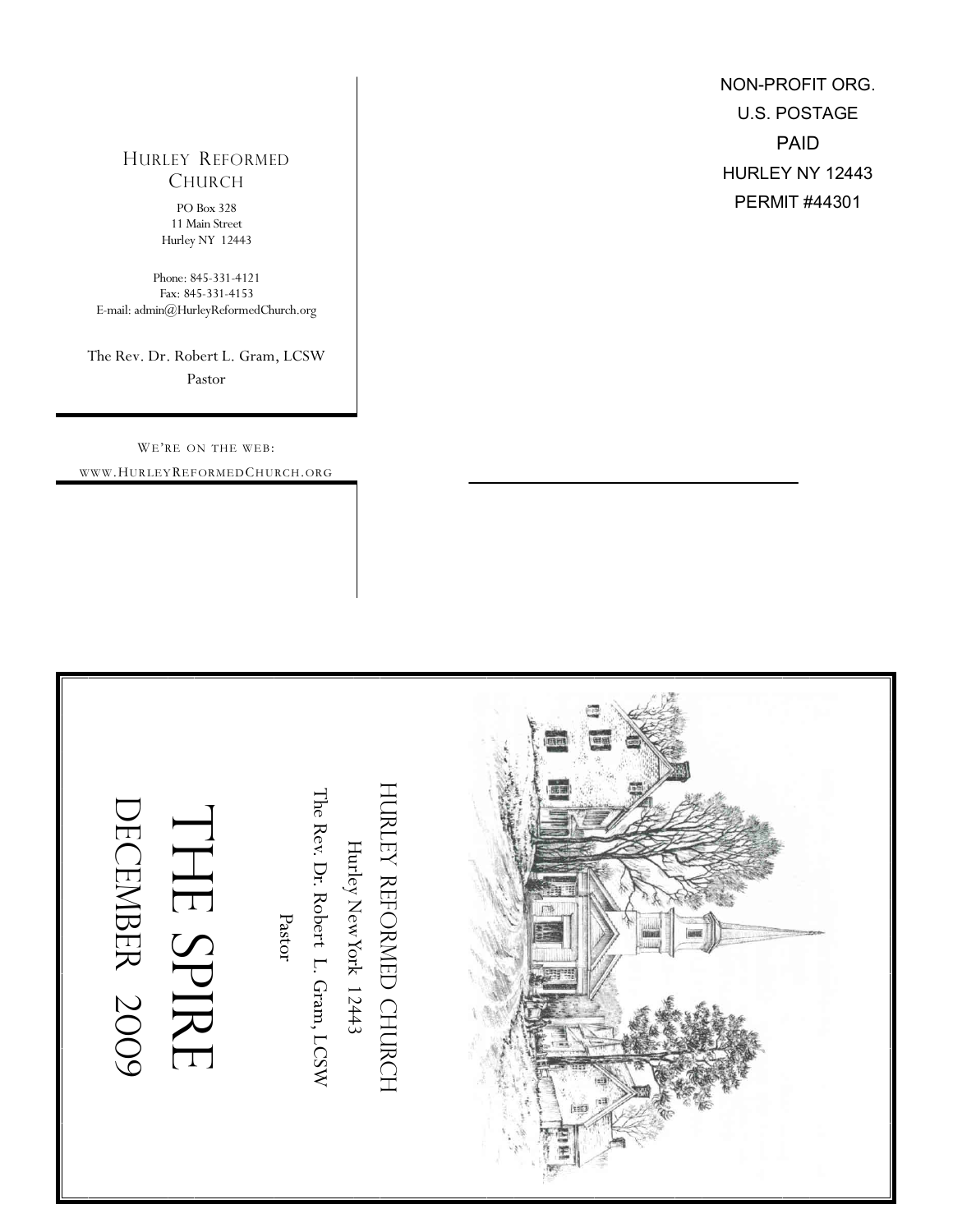# HURLEY REFORMED CHURCH

PO Box 328
11 Main Street
Hurley NY 12443

Phone: 845-331-4121
Fax: 845-331-4153
E-mail: admin@HurleyReformedChurch.org

The Rev. Dr. Robert L. Gram, LCSW
Pastor

WE'RE ON THE WEB:
WWW.HURLEYREFORMEDCHURCH.ORG

NON-PROFIT ORG.
U.S. POSTAGE
PAID
HURLEY NY 12443
PERMIT #44301

HURLEY REFORMED CHURCH
Hurley New York 12443
The Rev. Dr. Robert L. Gram, LCSW
Pastor

# THE SPIRE

## DECEMBER 2009